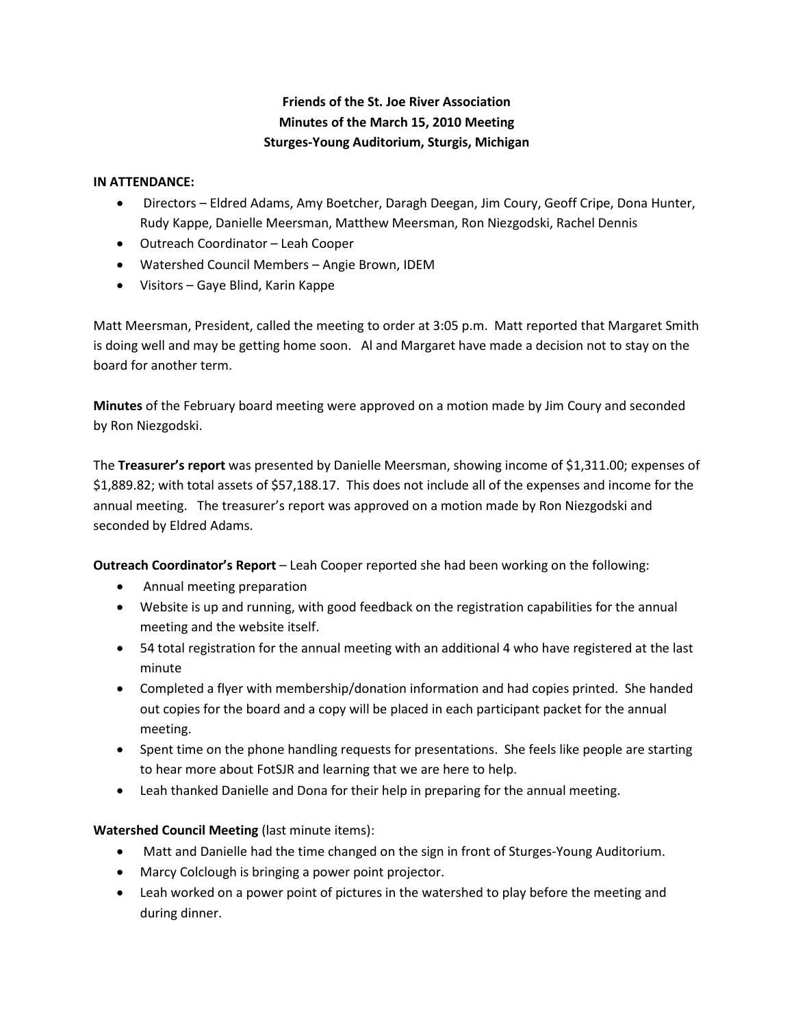**Friends of the St. Joe River Association**
**Minutes of the March 15, 2010 Meeting**
**Sturges-Young Auditorium, Sturgis, Michigan**

**IN ATTENDANCE:**

- Directors – Eldred Adams, Amy Boetcher, Daragh Deegan, Jim Coury, Geoff Cripe, Dona Hunter, Rudy Kappe, Danielle Meersman, Matthew Meersman, Ron Niezgodski, Rachel Dennis
- Outreach Coordinator – Leah Cooper
- Watershed Council Members – Angie Brown, IDEM
- Visitors – Gaye Blind, Karin Kappe

Matt Meersman, President, called the meeting to order at 3:05 p.m. Matt reported that Margaret Smith is doing well and may be getting home soon. Al and Margaret have made a decision not to stay on the board for another term.

**Minutes** of the February board meeting were approved on a motion made by Jim Coury and seconded by Ron Niezgodski.

The **Treasurer's report** was presented by Danielle Meersman, showing income of $1,311.00; expenses of $1,889.82; with total assets of $57,188.17. This does not include all of the expenses and income for the annual meeting. The treasurer's report was approved on a motion made by Ron Niezgodski and seconded by Eldred Adams.

**Outreach Coordinator's Report** – Leah Cooper reported she had been working on the following:

- Annual meeting preparation
- Website is up and running, with good feedback on the registration capabilities for the annual meeting and the website itself.
- 54 total registration for the annual meeting with an additional 4 who have registered at the last minute
- Completed a flyer with membership/donation information and had copies printed. She handed out copies for the board and a copy will be placed in each participant packet for the annual meeting.
- Spent time on the phone handling requests for presentations. She feels like people are starting to hear more about FotSJR and learning that we are here to help.
- Leah thanked Danielle and Dona for their help in preparing for the annual meeting.

**Watershed Council Meeting** (last minute items):

- Matt and Danielle had the time changed on the sign in front of Sturges-Young Auditorium.
- Marcy Colclough is bringing a power point projector.
- Leah worked on a power point of pictures in the watershed to play before the meeting and during dinner.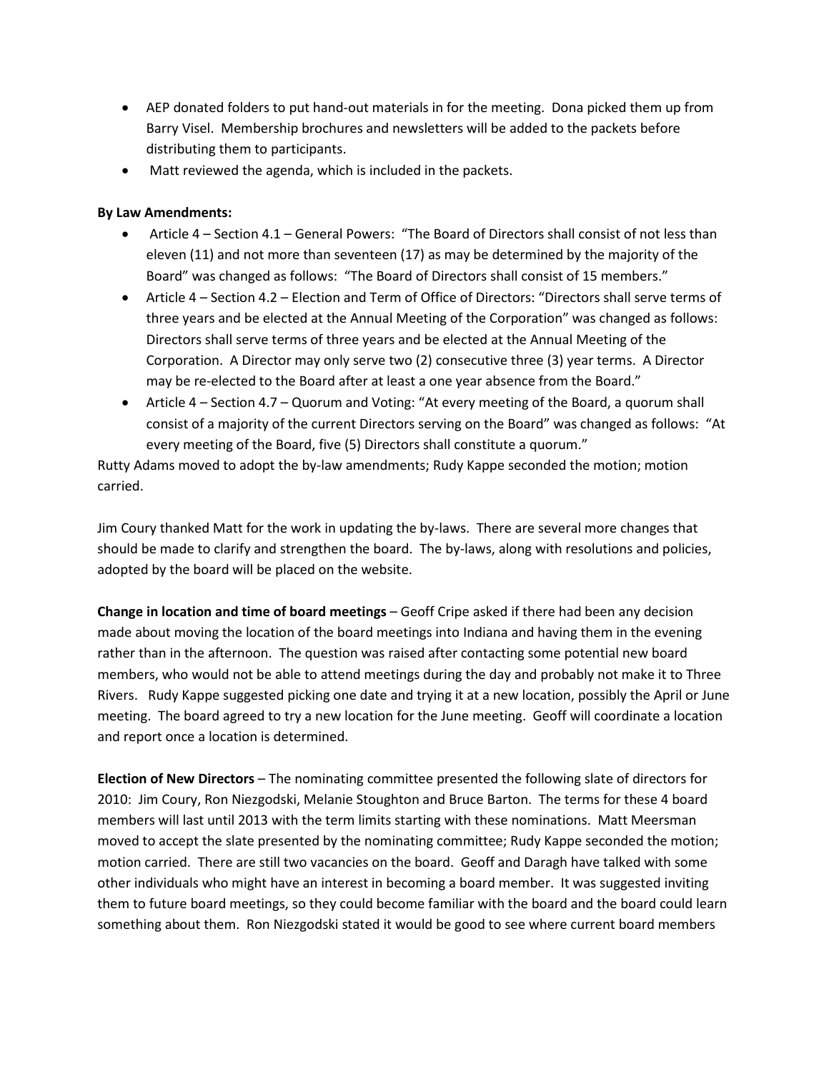- AEP donated folders to put hand-out materials in for the meeting. Dona picked them up from Barry Visel. Membership brochures and newsletters will be added to the packets before distributing them to participants.
- Matt reviewed the agenda, which is included in the packets.

**By Law Amendments:**

- Article 4 – Section 4.1 – General Powers: "The Board of Directors shall consist of not less than eleven (11) and not more than seventeen (17) as may be determined by the majority of the Board" was changed as follows: "The Board of Directors shall consist of 15 members."
- Article 4 – Section 4.2 – Election and Term of Office of Directors: "Directors shall serve terms of three years and be elected at the Annual Meeting of the Corporation" was changed as follows: Directors shall serve terms of three years and be elected at the Annual Meeting of the Corporation. A Director may only serve two (2) consecutive three (3) year terms. A Director may be re-elected to the Board after at least a one year absence from the Board."
- Article 4 – Section 4.7 – Quorum and Voting: "At every meeting of the Board, a quorum shall consist of a majority of the current Directors serving on the Board" was changed as follows: "At every meeting of the Board, five (5) Directors shall constitute a quorum."

Rutty Adams moved to adopt the by-law amendments; Rudy Kappe seconded the motion; motion carried.

Jim Coury thanked Matt for the work in updating the by-laws. There are several more changes that should be made to clarify and strengthen the board. The by-laws, along with resolutions and policies, adopted by the board will be placed on the website.

**Change in location and time of board meetings** – Geoff Cripe asked if there had been any decision made about moving the location of the board meetings into Indiana and having them in the evening rather than in the afternoon. The question was raised after contacting some potential new board members, who would not be able to attend meetings during the day and probably not make it to Three Rivers. Rudy Kappe suggested picking one date and trying it at a new location, possibly the April or June meeting. The board agreed to try a new location for the June meeting. Geoff will coordinate a location and report once a location is determined.

**Election of New Directors** – The nominating committee presented the following slate of directors for 2010: Jim Coury, Ron Niezgodski, Melanie Stoughton and Bruce Barton. The terms for these 4 board members will last until 2013 with the term limits starting with these nominations. Matt Meersman moved to accept the slate presented by the nominating committee; Rudy Kappe seconded the motion; motion carried. There are still two vacancies on the board. Geoff and Daragh have talked with some other individuals who might have an interest in becoming a board member. It was suggested inviting them to future board meetings, so they could become familiar with the board and the board could learn something about them. Ron Niezgodski stated it would be good to see where current board members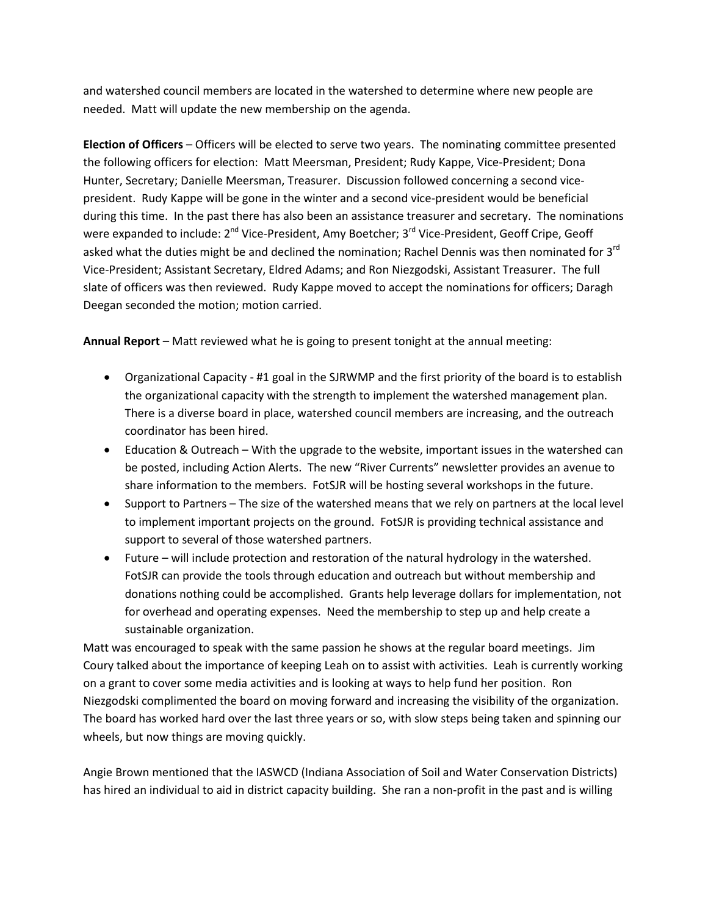and watershed council members are located in the watershed to determine where new people are needed. Matt will update the new membership on the agenda.

**Election of Officers** – Officers will be elected to serve two years. The nominating committee presented the following officers for election: Matt Meersman, President; Rudy Kappe, Vice-President; Dona Hunter, Secretary; Danielle Meersman, Treasurer. Discussion followed concerning a second vice-president. Rudy Kappe will be gone in the winter and a second vice-president would be beneficial during this time. In the past there has also been an assistance treasurer and secretary. The nominations were expanded to include: 2nd Vice-President, Amy Boetcher; 3rd Vice-President, Geoff Cripe, Geoff asked what the duties might be and declined the nomination; Rachel Dennis was then nominated for 3rd Vice-President; Assistant Secretary, Eldred Adams; and Ron Niezgodski, Assistant Treasurer. The full slate of officers was then reviewed. Rudy Kappe moved to accept the nominations for officers; Daragh Deegan seconded the motion; motion carried.

**Annual Report** – Matt reviewed what he is going to present tonight at the annual meeting:

- Organizational Capacity - #1 goal in the SJRWMP and the first priority of the board is to establish the organizational capacity with the strength to implement the watershed management plan. There is a diverse board in place, watershed council members are increasing, and the outreach coordinator has been hired.
- Education & Outreach – With the upgrade to the website, important issues in the watershed can be posted, including Action Alerts. The new "River Currents" newsletter provides an avenue to share information to the members. FotSJR will be hosting several workshops in the future.
- Support to Partners – The size of the watershed means that we rely on partners at the local level to implement important projects on the ground. FotSJR is providing technical assistance and support to several of those watershed partners.
- Future – will include protection and restoration of the natural hydrology in the watershed. FotSJR can provide the tools through education and outreach but without membership and donations nothing could be accomplished. Grants help leverage dollars for implementation, not for overhead and operating expenses. Need the membership to step up and help create a sustainable organization.

Matt was encouraged to speak with the same passion he shows at the regular board meetings. Jim Coury talked about the importance of keeping Leah on to assist with activities. Leah is currently working on a grant to cover some media activities and is looking at ways to help fund her position. Ron Niezgodski complimented the board on moving forward and increasing the visibility of the organization. The board has worked hard over the last three years or so, with slow steps being taken and spinning our wheels, but now things are moving quickly.

Angie Brown mentioned that the IASWCD (Indiana Association of Soil and Water Conservation Districts) has hired an individual to aid in district capacity building. She ran a non-profit in the past and is willing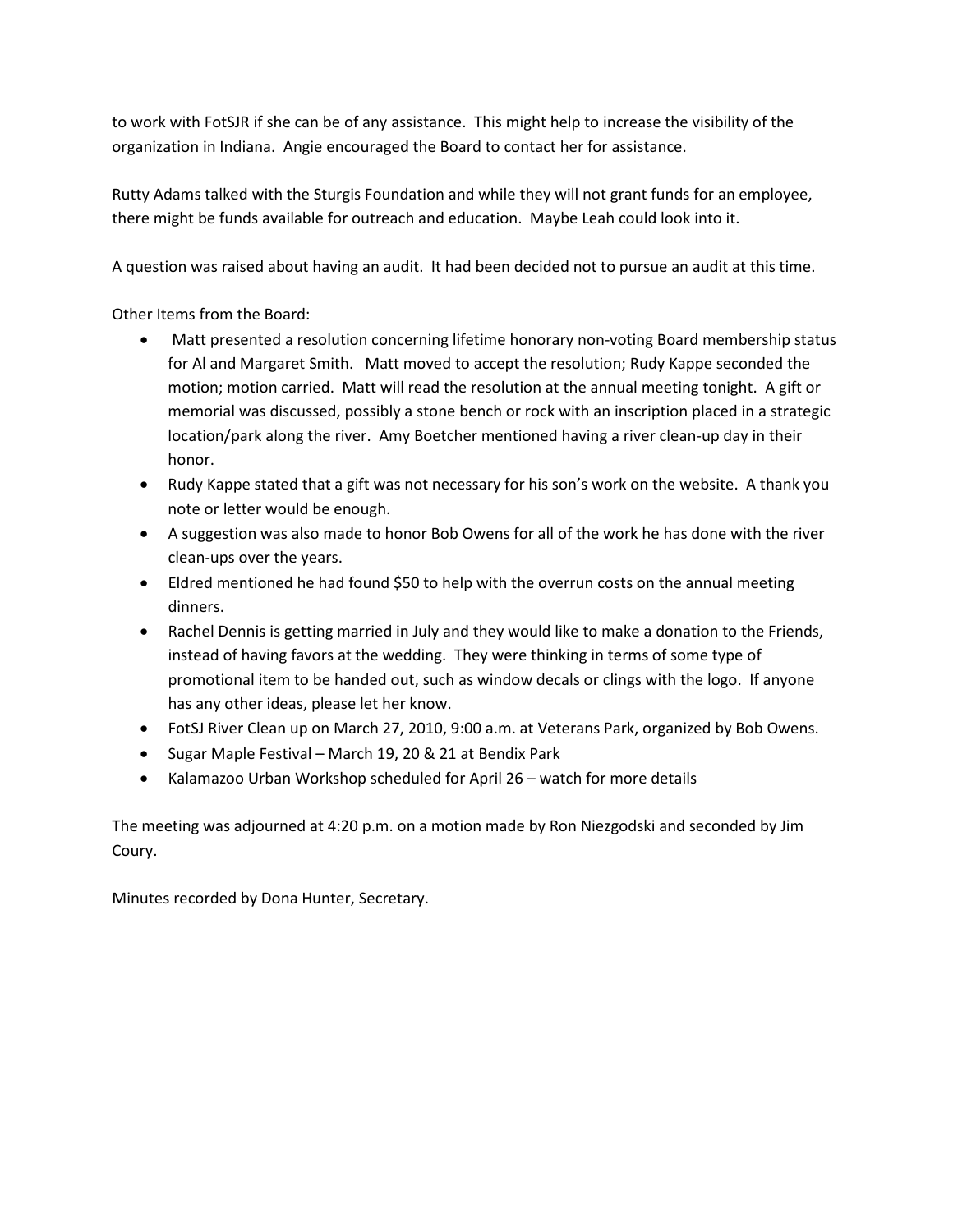to work with FotSJR if she can be of any assistance. This might help to increase the visibility of the organization in Indiana. Angie encouraged the Board to contact her for assistance.

Rutty Adams talked with the Sturgis Foundation and while they will not grant funds for an employee, there might be funds available for outreach and education. Maybe Leah could look into it.

A question was raised about having an audit. It had been decided not to pursue an audit at this time.

Other Items from the Board:

- Matt presented a resolution concerning lifetime honorary non-voting Board membership status for Al and Margaret Smith. Matt moved to accept the resolution; Rudy Kappe seconded the motion; motion carried. Matt will read the resolution at the annual meeting tonight. A gift or memorial was discussed, possibly a stone bench or rock with an inscription placed in a strategic location/park along the river. Amy Boetcher mentioned having a river clean-up day in their honor.
- Rudy Kappe stated that a gift was not necessary for his son's work on the website. A thank you note or letter would be enough.
- A suggestion was also made to honor Bob Owens for all of the work he has done with the river clean-ups over the years.
- Eldred mentioned he had found $50 to help with the overrun costs on the annual meeting dinners.
- Rachel Dennis is getting married in July and they would like to make a donation to the Friends, instead of having favors at the wedding. They were thinking in terms of some type of promotional item to be handed out, such as window decals or clings with the logo. If anyone has any other ideas, please let her know.
- FotSJ River Clean up on March 27, 2010, 9:00 a.m. at Veterans Park, organized by Bob Owens.
- Sugar Maple Festival – March 19, 20 & 21 at Bendix Park
- Kalamazoo Urban Workshop scheduled for April 26 – watch for more details

The meeting was adjourned at 4:20 p.m. on a motion made by Ron Niezgodski and seconded by Jim Coury.

Minutes recorded by Dona Hunter, Secretary.